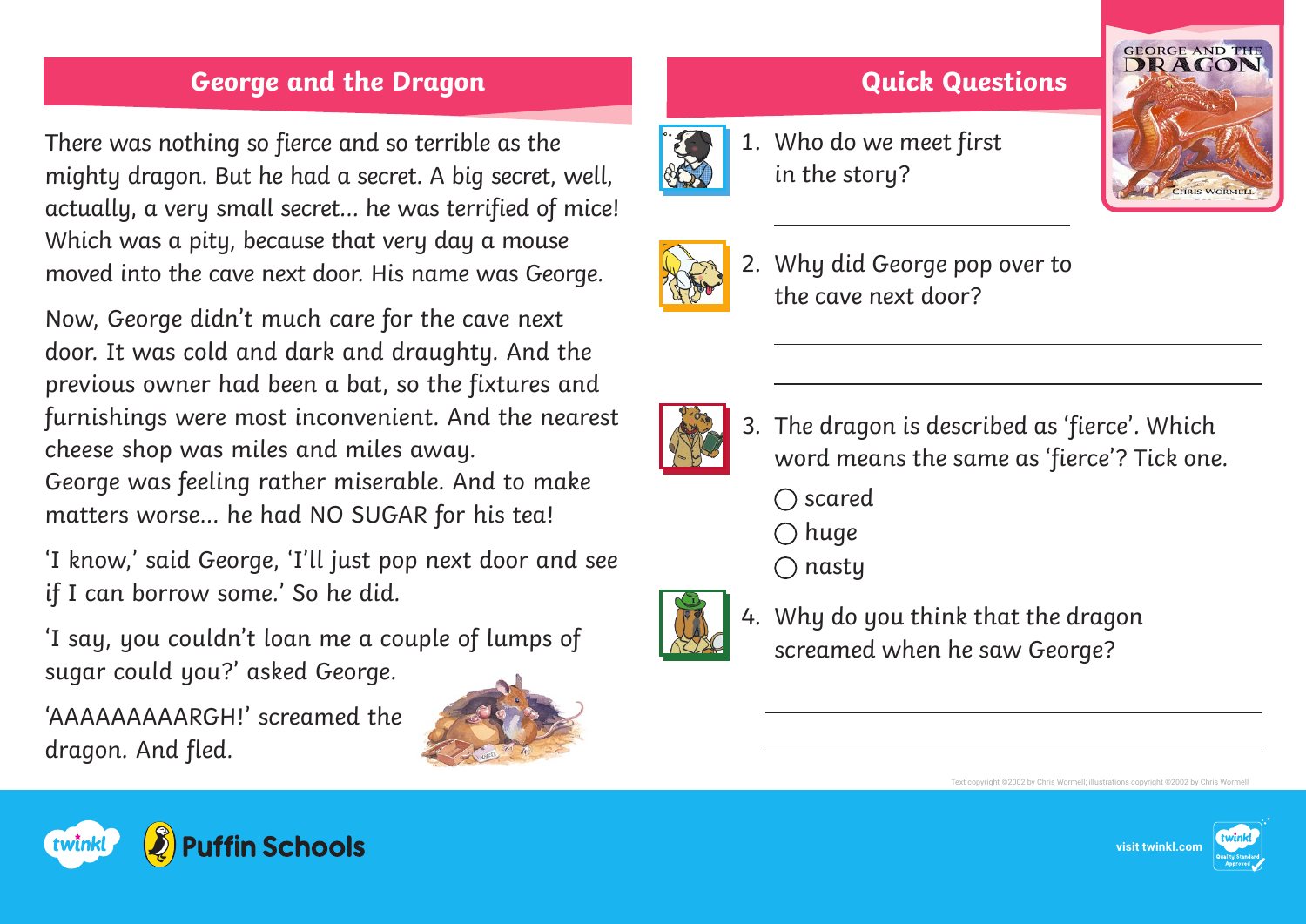## George and the Dragon

There was nothing so fierce and so terrible as the mighty dragon. But he had a secret. A big secret, well, actually, a very small secret... he was terrified of mice! Which was a pity, because that very day a mouse moved into the cave next door. His name was George.

Now, George didn't much care for the cave next door. It was cold and dark and draughty. And the previous owner had been a bat, so the fixtures and furnishings were most inconvenient. And the nearest cheese shop was miles and miles away.
George was feeling rather miserable. And to make matters worse... he had NO SUGAR for his tea!

'I know,' said George, 'I'll just pop next door and see if I can borrow some.' So he did.

'I say, you couldn't loan me a couple of lumps of sugar could you?' asked George.

'AAAAAAAAARGH!' screamed the dragon. And fled.

## Quick Questions

1. Who do we meet first in the story?

   ______________________

2. Why did George pop over to the cave next door?

   ______________________

   ______________________

3. The dragon is described as 'fierce'. Which word means the same as 'fierce'? Tick one.

   ◯ scared
   ◯ huge
   ◯ nasty

4. Why do you think that the dragon screamed when he saw George?

   ______________________

   ______________________

Text copyright ©2002 by Chris Wormell; illustrations copyright ©2002 by Chris Wormell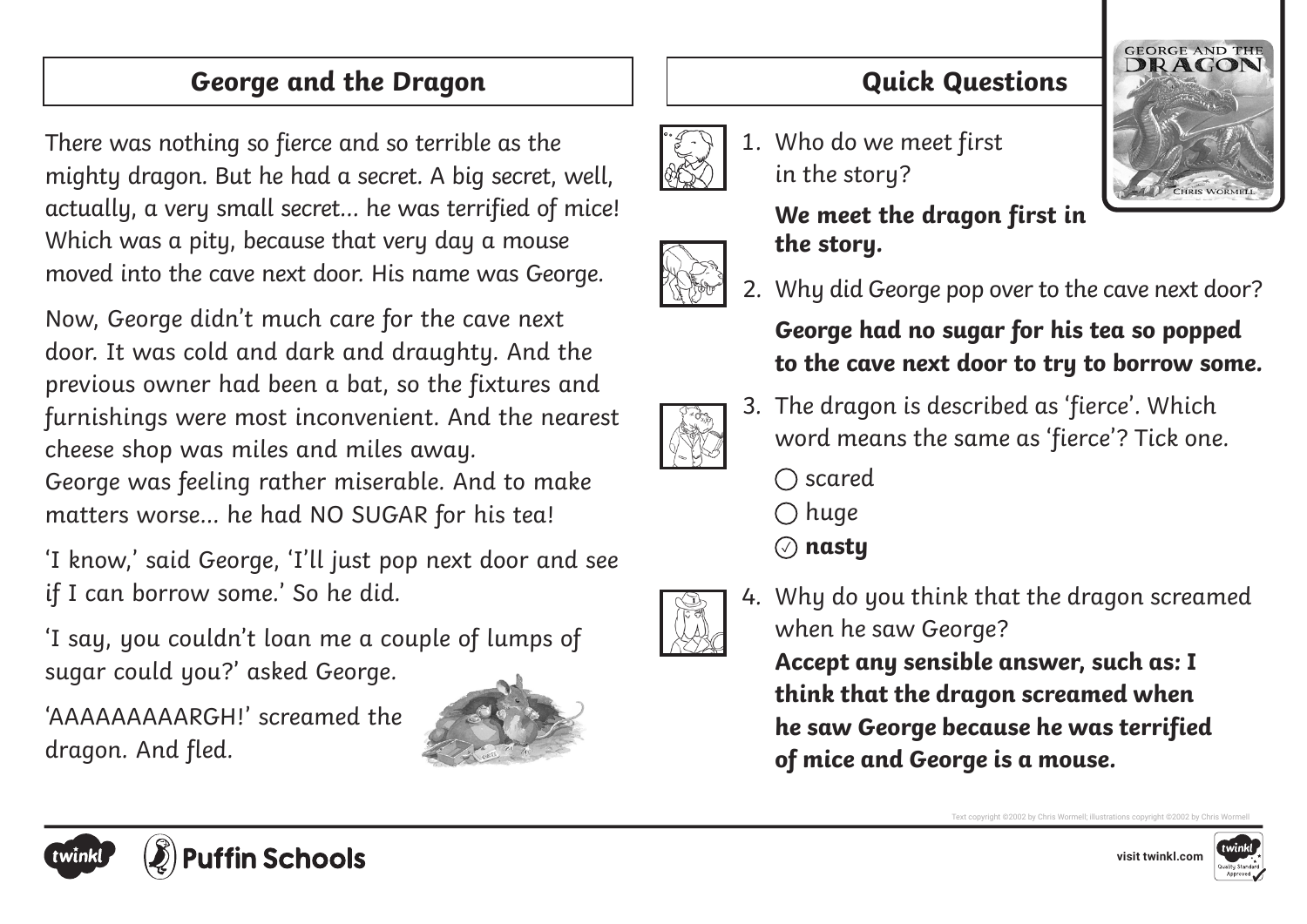## George and the Dragon

There was nothing so fierce and so terrible as the mighty dragon. But he had a secret. A big secret, well, actually, a very small secret... he was terrified of mice! Which was a pity, because that very day a mouse moved into the cave next door. His name was George.

Now, George didn't much care for the cave next door. It was cold and dark and draughty. And the previous owner had been a bat, so the fixtures and furnishings were most inconvenient. And the nearest cheese shop was miles and miles away. George was feeling rather miserable. And to make matters worse... he had NO SUGAR for his tea!

'I know,' said George, 'I'll just pop next door and see if I can borrow some.' So he did.

'I say, you couldn't loan me a couple of lumps of sugar could you?' asked George.

'AAAAAAAAARGH!' screamed the dragon. And fled.

## Quick Questions

1. Who do we meet first in the story?

   **We meet the dragon first in the story.**

2. Why did George pop over to the cave next door?

   **George had no sugar for his tea so popped to the cave next door to try to borrow some.**

3. The dragon is described as 'fierce'. Which word means the same as 'fierce'? Tick one.

   ◯ scared
   ◯ huge
   ✓ **nasty**

4. Why do you think that the dragon screamed when he saw George?

   **Accept any sensible answer, such as: I think that the dragon screamed when he saw George because he was terrified of mice and George is a mouse.**

Text copyright ©2002 by Chris Wormell; illustrations copyright ©2002 by Chris Wormell